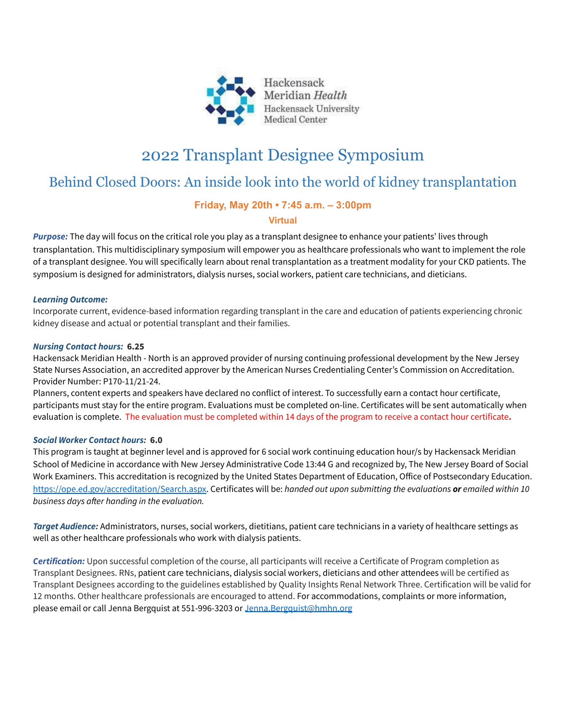Hackensack Meridian *Health*
Hackensack University Medical Center

# 2022 Transplant Designee Symposium

## Behind Closed Doors: An inside look into the world of kidney transplantation

**Friday, May 20th • 7:45 a.m. – 3:00pm**

**Virtual**

***Purpose:*** The day will focus on the critical role you play as a transplant designee to enhance your patients' lives through transplantation. This multidisciplinary symposium will empower you as healthcare professionals who want to implement the role of a transplant designee. You will specifically learn about renal transplantation as a treatment modality for your CKD patients. The symposium is designed for administrators, dialysis nurses, social workers, patient care technicians, and dieticians.

***Learning Outcome:***
Incorporate current, evidence-based information regarding transplant in the care and education of patients experiencing chronic kidney disease and actual or potential transplant and their families.

***Nursing Contact hours:*** **6.25**
Hackensack Meridian Health - North is an approved provider of nursing continuing professional development by the New Jersey State Nurses Association, an accredited approver by the American Nurses Credentialing Center's Commission on Accreditation. Provider Number: P170-11/21-24.
Planners, content experts and speakers have declared no conflict of interest. To successfully earn a contact hour certificate, participants must stay for the entire program. Evaluations must be completed on-line. Certificates will be sent automatically when evaluation is complete. The evaluation must be completed within 14 days of the program to receive a contact hour certificate**.**

***Social Worker Contact hours:*** **6.0**
This program is taught at beginner level and is approved for 6 social work continuing education hour/s by Hackensack Meridian School of Medicine in accordance with New Jersey Administrative Code 13:44 G and recognized by, The New Jersey Board of Social Work Examiners. This accreditation is recognized by the United States Department of Education, Office of Postsecondary Education. https://ope.ed.gov/accreditation/Search.aspx. Certificates will be: *handed out upon submitting the evaluations* ***or*** *emailed within 10 business days after handing in the evaluation.*

***Target Audience:*** Administrators, nurses, social workers, dietitians, patient care technicians in a variety of healthcare settings as well as other healthcare professionals who work with dialysis patients.

***Certification:*** Upon successful completion of the course, all participants will receive a Certificate of Program completion as Transplant Designees. RNs, patient care technicians, dialysis social workers, dieticians and other attendees will be certified as Transplant Designees according to the guidelines established by Quality Insights Renal Network Three. Certification will be valid for 12 months. Other healthcare professionals are encouraged to attend. For accommodations, complaints or more information, please email or call Jenna Bergquist at 551-996-3203 or Jenna.Bergquist@hmhn.org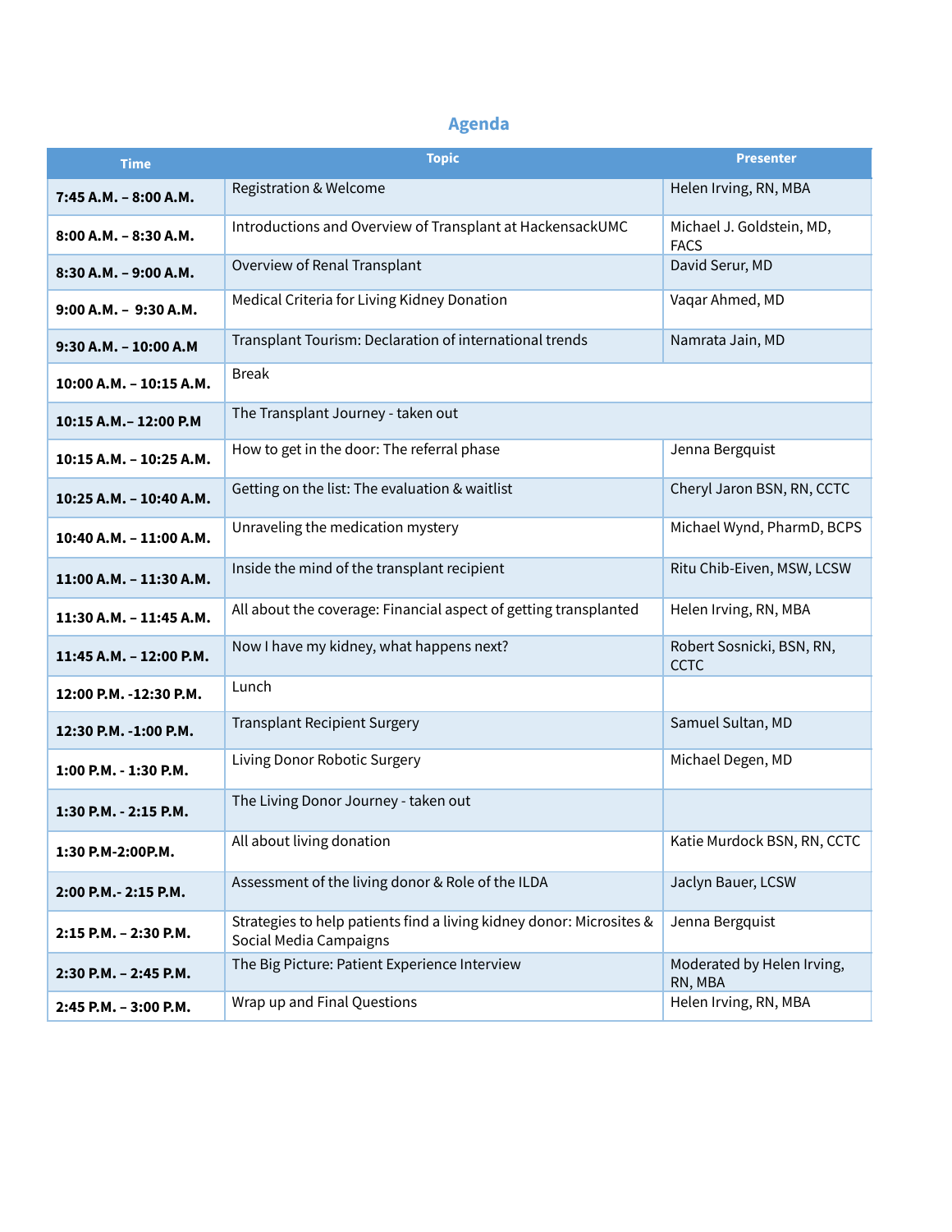## Agenda

| Time | Topic | Presenter |
|---|---|---|
| **7:45 A.M. – 8:00 A.M.** | Registration & Welcome | Helen Irving, RN, MBA |
| **8:00 A.M. – 8:30 A.M.** | Introductions and Overview of Transplant at HackensackUMC | Michael J. Goldstein, MD, FACS |
| **8:30 A.M. – 9:00 A.M.** | Overview of Renal Transplant | David Serur, MD |
| **9:00 A.M. – 9:30 A.M.** | Medical Criteria for Living Kidney Donation | Vaqar Ahmed, MD |
| **9:30 A.M. – 10:00 A.M** | Transplant Tourism: Declaration of international trends | Namrata Jain, MD |
| **10:00 A.M. – 10:15 A.M.** | Break | |
| **10:15 A.M.– 12:00 P.M** | The Transplant Journey - taken out | |
| **10:15 A.M. – 10:25 A.M.** | How to get in the door: The referral phase | Jenna Bergquist |
| **10:25 A.M. – 10:40 A.M.** | Getting on the list: The evaluation & waitlist | Cheryl Jaron BSN, RN, CCTC |
| **10:40 A.M. – 11:00 A.M.** | Unraveling the medication mystery | Michael Wynd, PharmD, BCPS |
| **11:00 A.M. – 11:30 A.M.** | Inside the mind of the transplant recipient | Ritu Chib-Eiven, MSW, LCSW |
| **11:30 A.M. – 11:45 A.M.** | All about the coverage: Financial aspect of getting transplanted | Helen Irving, RN, MBA |
| **11:45 A.M. – 12:00 P.M.** | Now I have my kidney, what happens next? | Robert Sosnicki, BSN, RN, CCTC |
| **12:00 P.M. -12:30 P.M.** | Lunch | |
| **12:30 P.M. -1:00 P.M.** | Transplant Recipient Surgery | Samuel Sultan, MD |
| **1:00 P.M. - 1:30 P.M.** | Living Donor Robotic Surgery | Michael Degen, MD |
| **1:30 P.M. - 2:15 P.M.** | The Living Donor Journey - taken out | |
| **1:30 P.M-2:00P.M.** | All about living donation | Katie Murdock BSN, RN, CCTC |
| **2:00 P.M.- 2:15 P.M.** | Assessment of the living donor & Role of the ILDA | Jaclyn Bauer, LCSW |
| **2:15 P.M. – 2:30 P.M.** | Strategies to help patients find a living kidney donor: Microsites & Social Media Campaigns | Jenna Bergquist |
| **2:30 P.M. – 2:45 P.M.** | The Big Picture: Patient Experience Interview | Moderated by Helen Irving, RN, MBA |
| **2:45 P.M. – 3:00 P.M.** | Wrap up and Final Questions | Helen Irving, RN, MBA |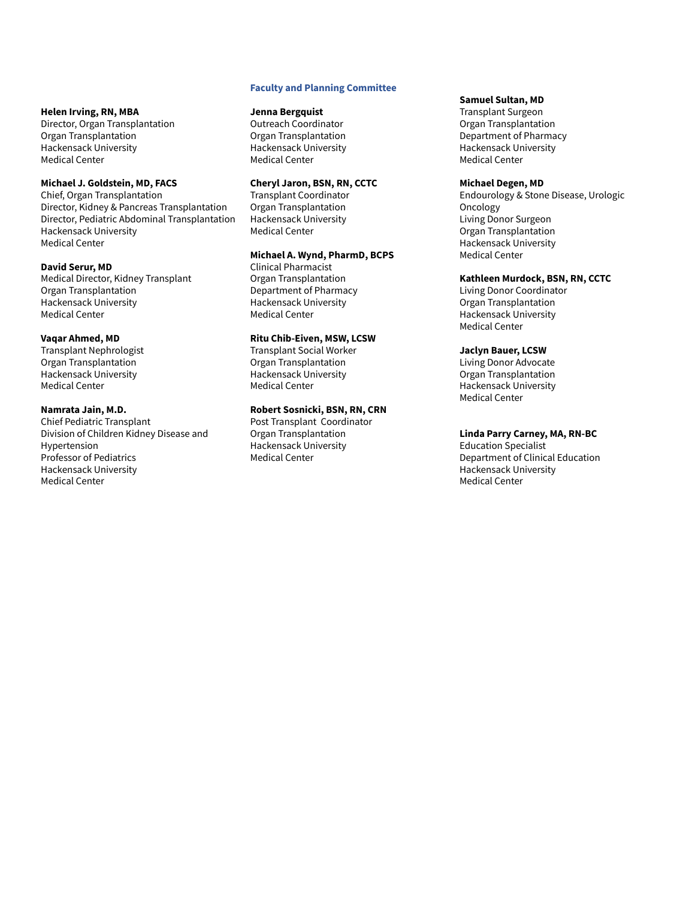## Faculty and Planning Committee

**Helen Irving, RN, MBA**
Director, Organ Transplantation
Organ Transplantation
Hackensack University
Medical Center

**Michael J. Goldstein, MD, FACS**
Chief, Organ Transplantation
Director, Kidney & Pancreas Transplantation
Director, Pediatric Abdominal Transplantation
Hackensack University
Medical Center

**David Serur, MD**
Medical Director, Kidney Transplant
Organ Transplantation
Hackensack University
Medical Center

**Vaqar Ahmed, MD**
Transplant Nephrologist
Organ Transplantation
Hackensack University
Medical Center

**Namrata Jain, M.D.**
Chief Pediatric Transplant
Division of Children Kidney Disease and Hypertension
Professor of Pediatrics
Hackensack University
Medical Center

**Jenna Bergquist**
Outreach Coordinator
Organ Transplantation
Hackensack University
Medical Center

**Cheryl Jaron, BSN, RN, CCTC**
Transplant Coordinator
Organ Transplantation
Hackensack University
Medical Center

**Michael A. Wynd, PharmD, BCPS**
Clinical Pharmacist
Organ Transplantation
Department of Pharmacy
Hackensack University
Medical Center

**Ritu Chib-Eiven, MSW, LCSW**
Transplant Social Worker
Organ Transplantation
Hackensack University
Medical Center

**Robert Sosnicki, BSN, RN, CRN**
Post Transplant Coordinator
Organ Transplantation
Hackensack University
Medical Center

**Samuel Sultan, MD**
Transplant Surgeon
Organ Transplantation
Department of Pharmacy
Hackensack University
Medical Center

**Michael Degen, MD**
Endourology & Stone Disease, Urologic Oncology
Living Donor Surgeon
Organ Transplantation
Hackensack University
Medical Center

**Kathleen Murdock, BSN, RN, CCTC**
Living Donor Coordinator
Organ Transplantation
Hackensack University
Medical Center

**Jaclyn Bauer, LCSW**
Living Donor Advocate
Organ Transplantation
Hackensack University
Medical Center

**Linda Parry Carney, MA, RN-BC**
Education Specialist
Department of Clinical Education
Hackensack University
Medical Center